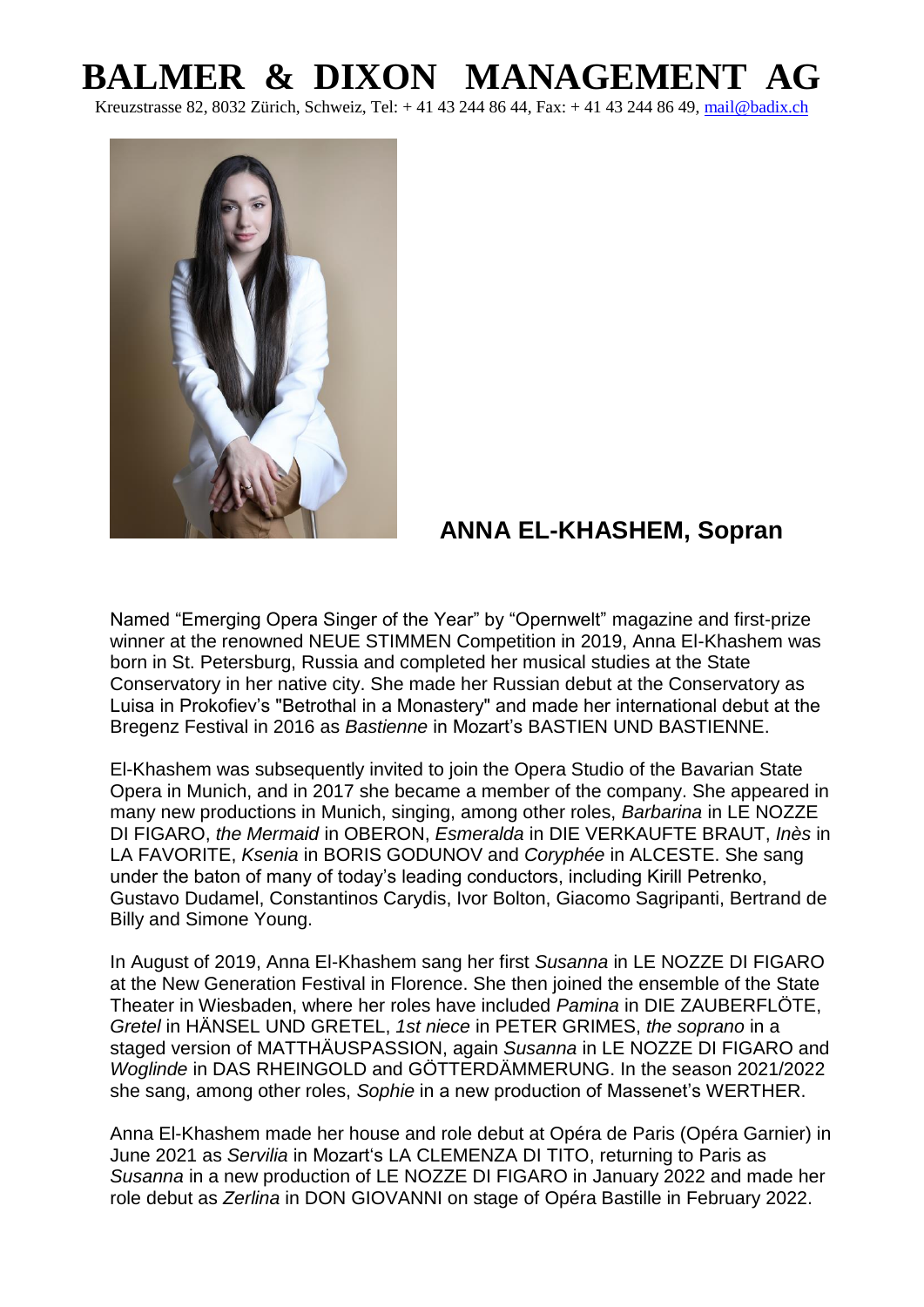# BALMER & DIXON MANAGEMENT AG

Kreuzstrasse 82, 8032 Zürich, Schweiz, Tel: + 41 43 244 86 44, Fax: + 41 43 244 86 49, mail@badix.ch

## ANNA EL-KHASHEM, Sopran

Named "Emerging Opera Singer of the Year" by "Opernwelt" magazine and first-prize winner at the renowned NEUE STIMMEN Competition in 2019, Anna El-Khashem was born in St. Petersburg, Russia and completed her musical studies at the State Conservatory in her native city. She made her Russian debut at the Conservatory as Luisa in Prokofiev's "Betrothal in a Monastery" and made her international debut at the Bregenz Festival in 2016 as *Bastienne* in Mozart's BASTIEN UND BASTIENNE.

El-Khashem was subsequently invited to join the Opera Studio of the Bavarian State Opera in Munich, and in 2017 she became a member of the company. She appeared in many new productions in Munich, singing, among other roles, *Barbarina* in LE NOZZE DI FIGARO, *the Mermaid* in OBERON, *Esmeralda* in DIE VERKAUFTE BRAUT, *Inès* in LA FAVORITE, *Ksenia* in BORIS GODUNOV and *Coryphée* in ALCESTE. She sang under the baton of many of today's leading conductors, including Kirill Petrenko, Gustavo Dudamel, Constantinos Carydis, Ivor Bolton, Giacomo Sagripanti, Bertrand de Billy and Simone Young.

In August of 2019, Anna El-Khashem sang her first *Susanna* in LE NOZZE DI FIGARO at the New Generation Festival in Florence. She then joined the ensemble of the State Theater in Wiesbaden, where her roles have included *Pamina* in DIE ZAUBERFLÖTE, *Gretel* in HÄNSEL UND GRETEL, *1st niece* in PETER GRIMES, *the soprano* in a staged version of MATTHÄUSPASSION, again *Susanna* in LE NOZZE DI FIGARO and *Woglinde* in DAS RHEINGOLD and GÖTTERDÄMMERUNG. In the season 2021/2022 she sang, among other roles, *Sophie* in a new production of Massenet's WERTHER.

Anna El-Khashem made her house and role debut at Opéra de Paris (Opéra Garnier) in June 2021 as *Servilia* in Mozart's LA CLEMENZA DI TITO, returning to Paris as *Susanna* in a new production of LE NOZZE DI FIGARO in January 2022 and made her role debut as *Zerlina* in DON GIOVANNI on stage of Opéra Bastille in February 2022.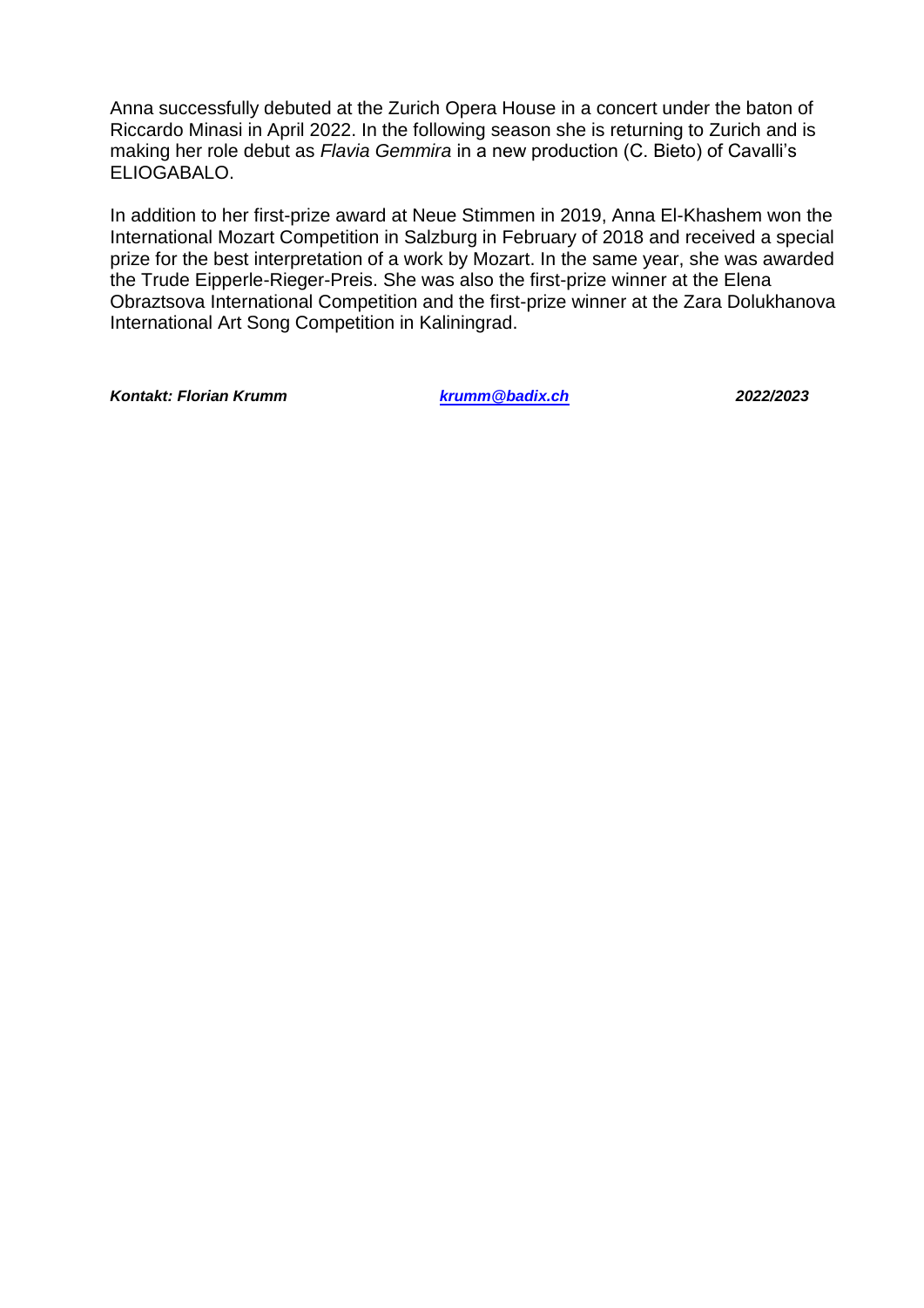Anna successfully debuted at the Zurich Opera House in a concert under the baton of Riccardo Minasi in April 2022. In the following season she is returning to Zurich and is making her role debut as *Flavia Gemmira* in a new production (C. Bieto) of Cavalli's ELIOGABALO.

In addition to her first-prize award at Neue Stimmen in 2019, Anna El-Khashem won the International Mozart Competition in Salzburg in February of 2018 and received a special prize for the best interpretation of a work by Mozart. In the same year, she was awarded the Trude Eipperle-Rieger-Preis. She was also the first-prize winner at the Elena Obraztsova International Competition and the first-prize winner at the Zara Dolukhanova International Art Song Competition in Kaliningrad.

***Kontakt: Florian Krumm*** ***krumm@badix.ch*** ***2022/2023***